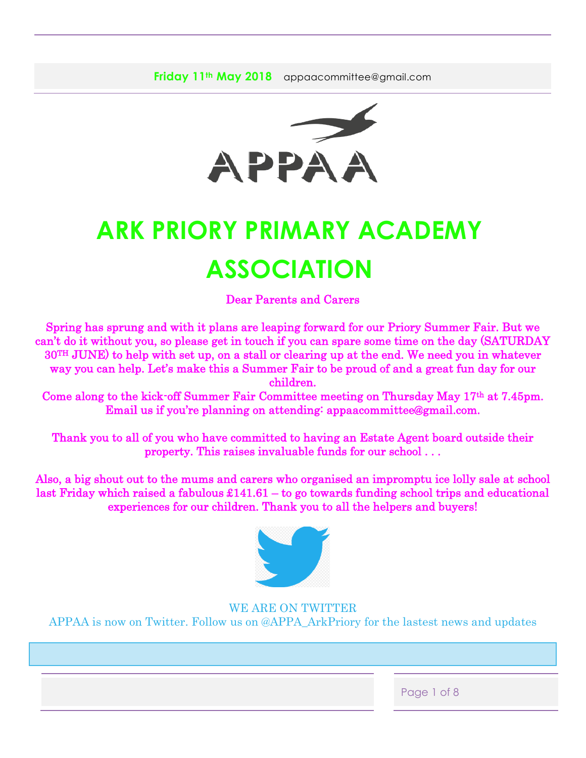**Friday 11th May 2018** appaacommittee@gmail.com

APPAA

# ARK PRIORY PRIMARY ACADEMY ASSOCIATION

Dear Parents and Carers

Spring has sprung and with it plans are leaping forward for our Priory Summer Fair. But we can't do it without you, so please get in touch if you can spare some time on the day (SATURDAY 30TH JUNE) to help with set up, on a stall or clearing up at the end. We need you in whatever way you can help. Let's make this a Summer Fair to be proud of and a great fun day for our children.

Come along to the kick-off Summer Fair Committee meeting on Thursday May 17th at 7.45pm. Email us if you're planning on attending: appaacommittee@gmail.com.

Thank you to all of you who have committed to having an Estate Agent board outside their property. This raises invaluable funds for our school . . .

Also, a big shout out to the mums and carers who organised an impromptu ice lolly sale at school last Friday which raised a fabulous £141.61 – to go towards funding school trips and educational experiences for our children. Thank you to all the helpers and buyers!

WE ARE ON TWITTER

APPAA is now on Twitter. Follow us on @APPA_ArkPriory for the lastest news and updates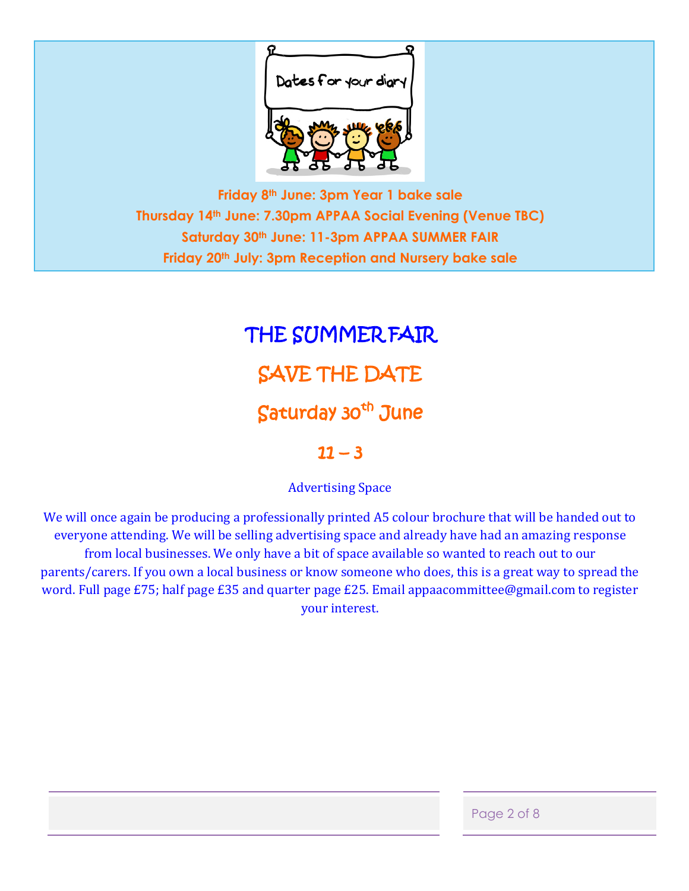Dates for your diary

**Friday 8th June: 3pm Year 1 bake sale**
**Thursday 14th June: 7.30pm APPAA Social Evening (Venue TBC)**
**Saturday 30th June: 11-3pm APPAA SUMMER FAIR**
**Friday 20th July: 3pm Reception and Nursery bake sale**

# THE SUMMER FAIR

## SAVE THE DATE

## Saturday 30th June

## 11 – 3

Advertising Space

We will once again be producing a professionally printed A5 colour brochure that will be handed out to everyone attending. We will be selling advertising space and already have had an amazing response from local businesses. We only have a bit of space available so wanted to reach out to our parents/carers. If you own a local business or know someone who does, this is a great way to spread the word. Full page £75; half page £35 and quarter page £25. Email appaacommittee@gmail.com to register your interest.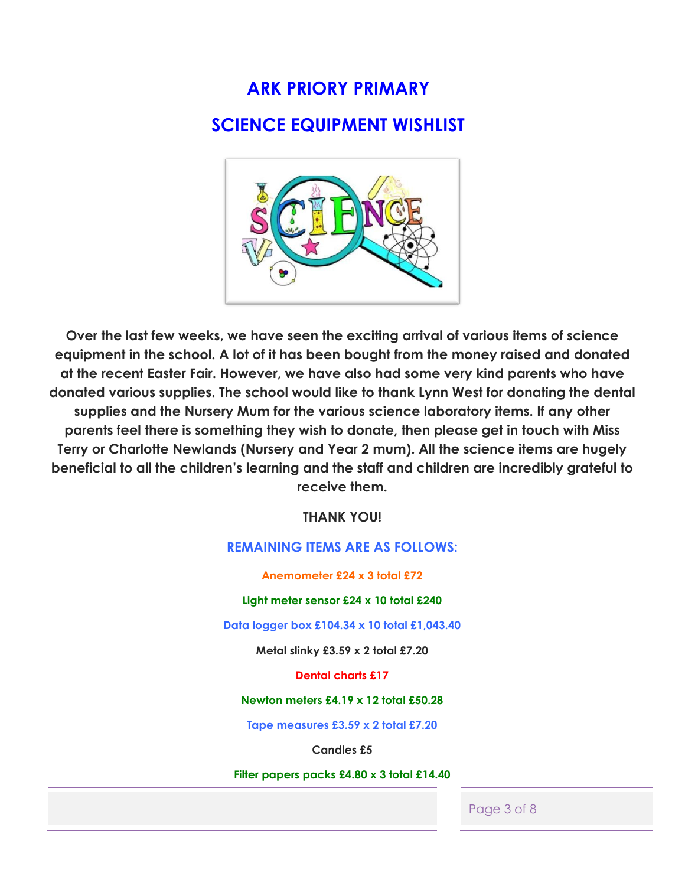# ARK PRIORY PRIMARY

## SCIENCE EQUIPMENT WISHLIST

**Over the last few weeks, we have seen the exciting arrival of various items of science equipment in the school. A lot of it has been bought from the money raised and donated at the recent Easter Fair. However, we have also had some very kind parents who have donated various supplies. The school would like to thank Lynn West for donating the dental supplies and the Nursery Mum for the various science laboratory items. If any other parents feel there is something they wish to donate, then please get in touch with Miss Terry or Charlotte Newlands (Nursery and Year 2 mum). All the science items are hugely beneficial to all the children's learning and the staff and children are incredibly grateful to receive them.**

**THANK YOU!**

**REMAINING ITEMS ARE AS FOLLOWS:**

**Anemometer £24 x 3 total £72**

**Light meter sensor £24 x 10 total £240**

**Data logger box £104.34 x 10 total £1,043.40**

Metal slinky £3.59 x 2 total £7.20

**Dental charts £17**

**Newton meters £4.19 x 12 total £50.28**

**Tape measures £3.59 x 2 total £7.20**

Candles £5

**Filter papers packs £4.80 x 3 total £14.40**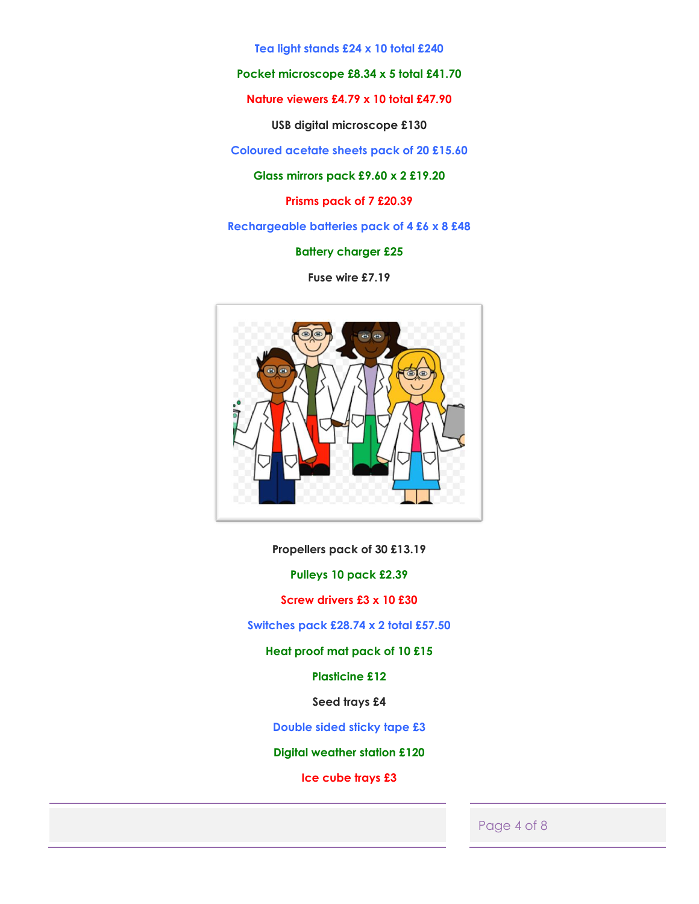Tea light stands £24 x 10 total £240

Pocket microscope £8.34 x 5 total £41.70

Nature viewers £4.79 x 10 total £47.90

USB digital microscope £130

Coloured acetate sheets pack of 20 £15.60

Glass mirrors pack £9.60 x 2 £19.20

Prisms pack of 7 £20.39

Rechargeable batteries pack of 4 £6 x 8 £48

Battery charger £25

Fuse wire £7.19

Propellers pack of 30 £13.19

Pulleys 10 pack £2.39

Screw drivers £3 x 10 £30

Switches pack £28.74 x 2 total £57.50

Heat proof mat pack of 10 £15

Plasticine £12

Seed trays £4

Double sided sticky tape £3

Digital weather station £120

Ice cube trays £3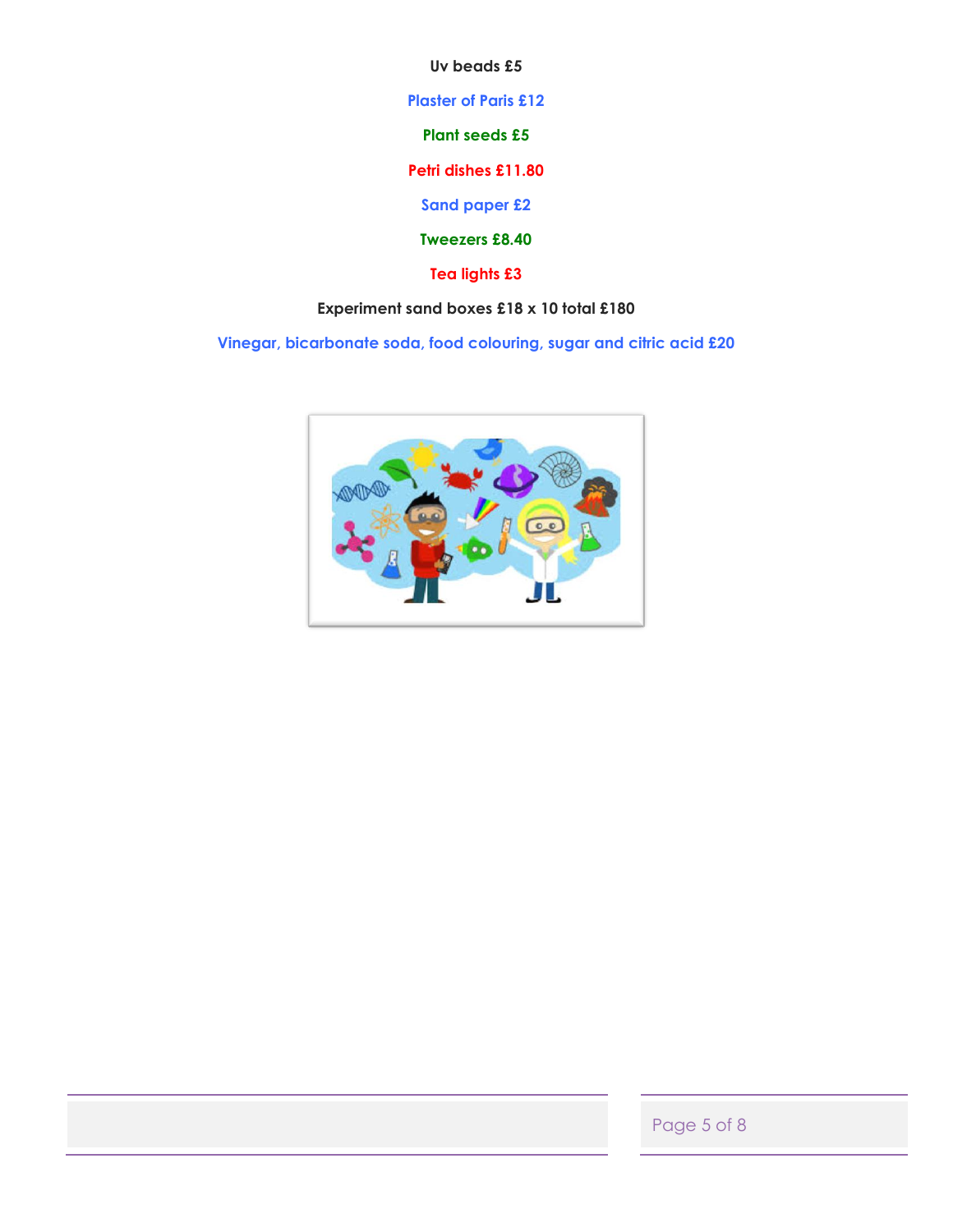**Uv beads £5**

**Plaster of Paris £12**

**Plant seeds £5**

**Petri dishes £11.80**

**Sand paper £2**

**Tweezers £8.40**

**Tea lights £3**

**Experiment sand boxes £18 x 10 total £180**

**Vinegar, bicarbonate soda, food colouring, sugar and citric acid £20**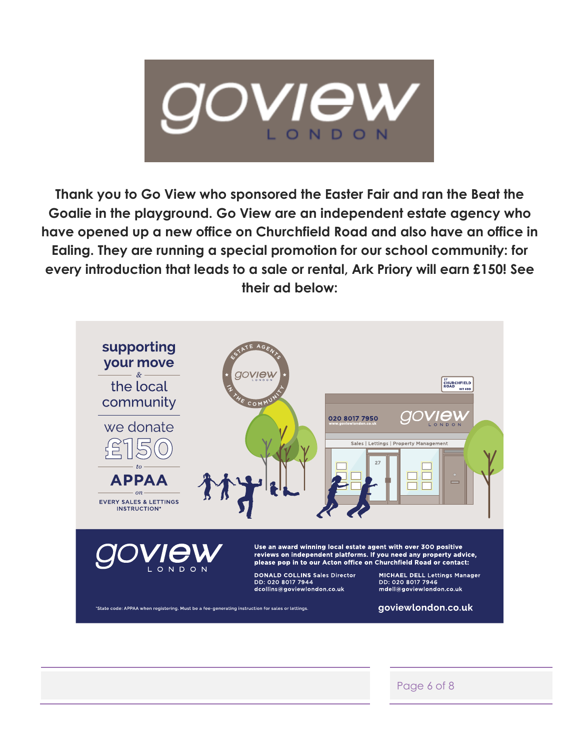**Thank you to Go View who sponsored the Easter Fair and ran the Beat the Goalie in the playground. Go View are an independent estate agency who have opened up a new office on Churchfield Road and also have an office in Ealing. They are running a special promotion for our school community: for every introduction that leads to a sale or rental, Ark Priory will earn £150! See their ad below:**

**supporting your move**
&
the local community

we donate
£150
to
**APPAA**
on
EVERY SALES & LETTINGS INSTRUCTION*

**Use an award winning local estate agent with over 300 positive reviews on independent platforms. If you need any property advice, please pop in to our Acton office on Churchfield Road or contact:**

**DONALD COLLINS** Sales Director
DD: 020 8017 7944
dcollins@goviewlondon.co.uk

**MICHAEL DELL** Lettings Manager
DD: 020 8017 7946
mdell@goviewlondon.co.uk

*State code: APPAA when registering. Must be a fee-generating instruction for sales or lettings.

goviewlondon.co.uk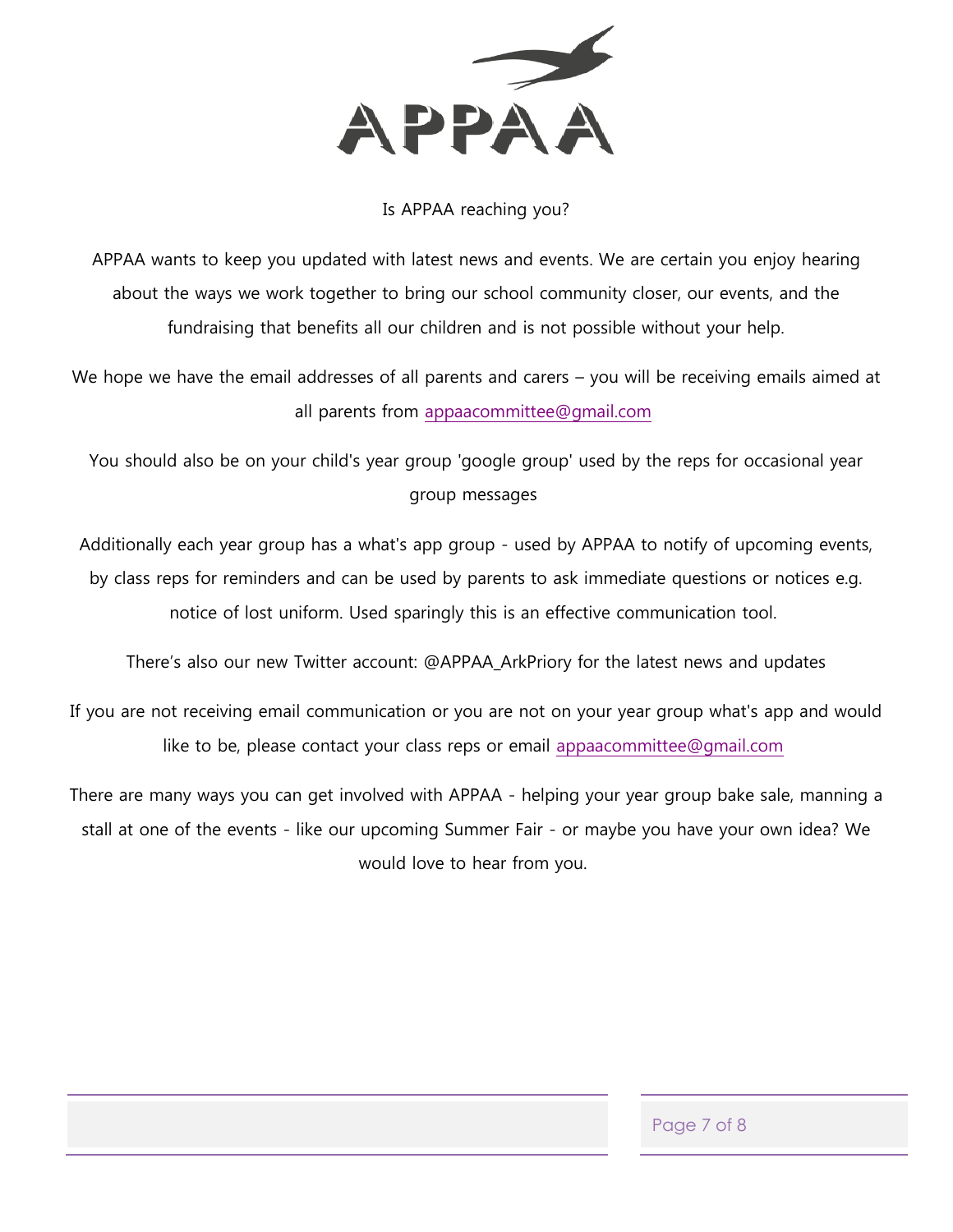# APPAA

Is APPAA reaching you?

APPAA wants to keep you updated with latest news and events. We are certain you enjoy hearing about the ways we work together to bring our school community closer, our events, and the fundraising that benefits all our children and is not possible without your help.

We hope we have the email addresses of all parents and carers – you will be receiving emails aimed at all parents from appaacommittee@gmail.com

You should also be on your child's year group 'google group' used by the reps for occasional year group messages

Additionally each year group has a what's app group - used by APPAA to notify of upcoming events, by class reps for reminders and can be used by parents to ask immediate questions or notices e.g. notice of lost uniform. Used sparingly this is an effective communication tool.

There's also our new Twitter account: @APPAA_ArkPriory for the latest news and updates

If you are not receiving email communication or you are not on your year group what's app and would like to be, please contact your class reps or email appaacommittee@gmail.com

There are many ways you can get involved with APPAA - helping your year group bake sale, manning a stall at one of the events - like our upcoming Summer Fair - or maybe you have your own idea? We would love to hear from you.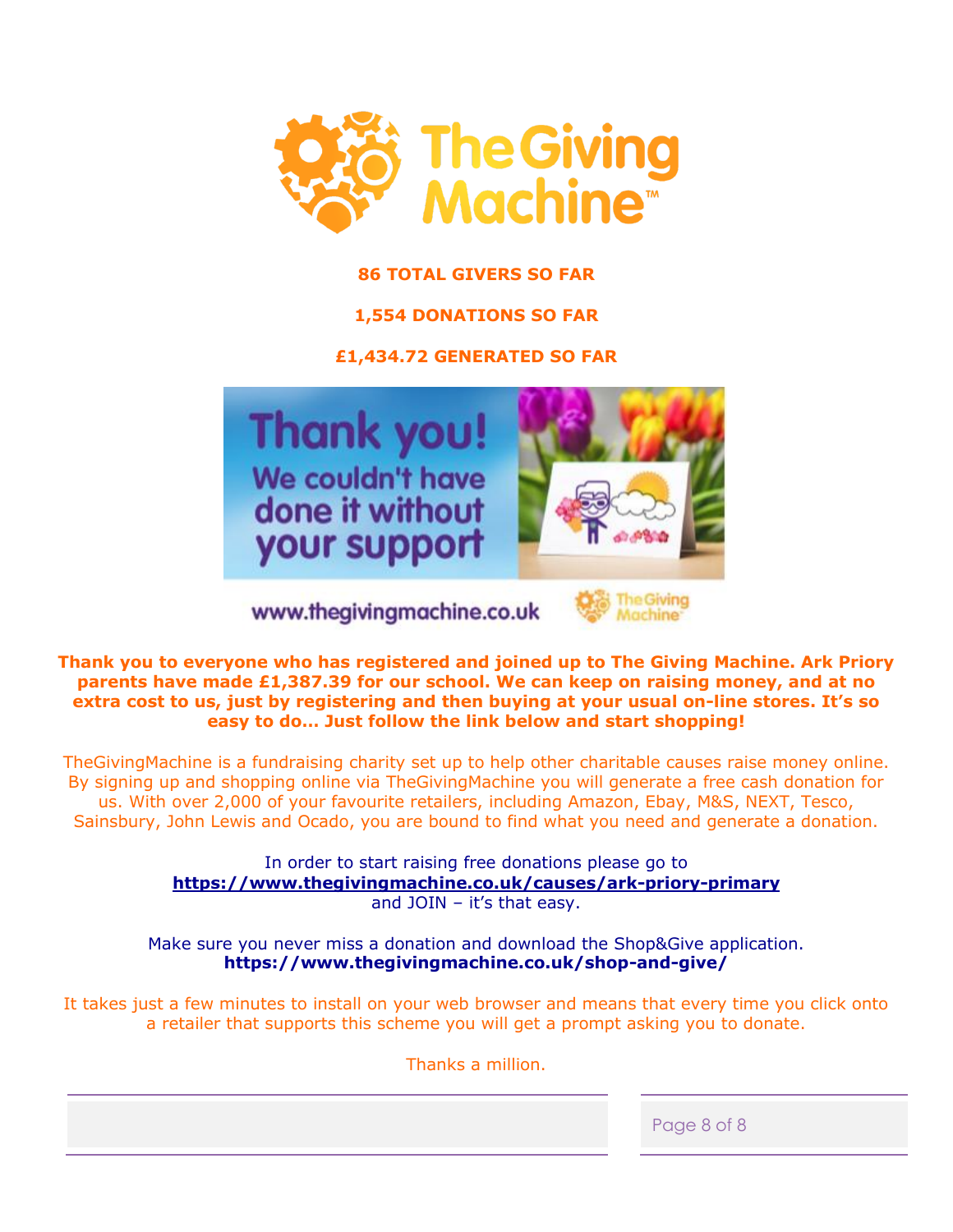# The Giving Machine

**86 TOTAL GIVERS SO FAR**

**1,554 DONATIONS SO FAR**

**£1,434.72 GENERATED SO FAR**

Thank you! We couldn't have done it without your support

www.thegivingmachine.co.uk

**Thank you to everyone who has registered and joined up to The Giving Machine. Ark Priory parents have made £1,387.39 for our school. We can keep on raising money, and at no extra cost to us, just by registering and then buying at your usual on-line stores. It's so easy to do… Just follow the link below and start shopping!**

TheGivingMachine is a fundraising charity set up to help other charitable causes raise money online. By signing up and shopping online via TheGivingMachine you will generate a free cash donation for us. With over 2,000 of your favourite retailers, including Amazon, Ebay, M&S, NEXT, Tesco, Sainsbury, John Lewis and Ocado, you are bound to find what you need and generate a donation.

In order to start raising free donations please go to **https://www.thegivingmachine.co.uk/causes/ark-priory-primary** and JOIN – it's that easy.

Make sure you never miss a donation and download the Shop&Give application.
**https://www.thegivingmachine.co.uk/shop-and-give/**

It takes just a few minutes to install on your web browser and means that every time you click onto a retailer that supports this scheme you will get a prompt asking you to donate.

Thanks a million.